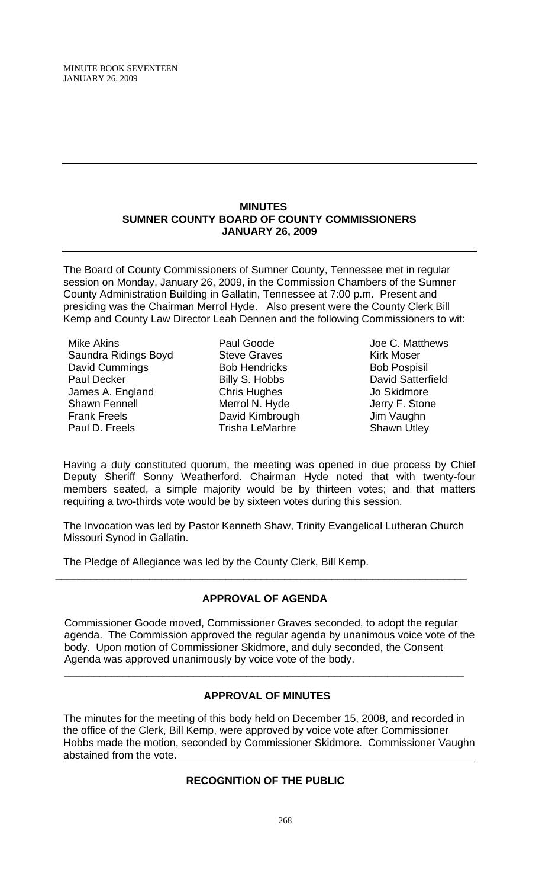## MINUTES
## SUMNER COUNTY BOARD OF COUNTY COMMISSIONERS
## JANUARY 26, 2009

The Board of County Commissioners of Sumner County, Tennessee met in regular session on Monday, January 26, 2009, in the Commission Chambers of the Sumner County Administration Building in Gallatin, Tennessee at 7:00 p.m. Present and presiding was the Chairman Merrol Hyde. Also present were the County Clerk Bill Kemp and County Law Director Leah Dennen and the following Commissioners to wit:

| | | |
|---|---|---|
| Mike Akins | Paul Goode | Joe C. Matthews |
| Saundra Ridings Boyd | Steve Graves | Kirk Moser |
| David Cummings | Bob Hendricks | Bob Pospisil |
| Paul Decker | Billy S. Hobbs | David Satterfield |
| James A. England | Chris Hughes | Jo Skidmore |
| Shawn Fennell | Merrol N. Hyde | Jerry F. Stone |
| Frank Freels | David Kimbrough | Jim Vaughn |
| Paul D. Freels | Trisha LeMarbre | Shawn Utley |

Having a duly constituted quorum, the meeting was opened in due process by Chief Deputy Sheriff Sonny Weatherford. Chairman Hyde noted that with twenty-four members seated, a simple majority would be by thirteen votes; and that matters requiring a two-thirds vote would be by sixteen votes during this session.

The Invocation was led by Pastor Kenneth Shaw, Trinity Evangelical Lutheran Church Missouri Synod in Gallatin.

The Pledge of Allegiance was led by the County Clerk, Bill Kemp.

### APPROVAL OF AGENDA

Commissioner Goode moved, Commissioner Graves seconded, to adopt the regular agenda. The Commission approved the regular agenda by unanimous voice vote of the body. Upon motion of Commissioner Skidmore, and duly seconded, the Consent Agenda was approved unanimously by voice vote of the body.

### APPROVAL OF MINUTES

The minutes for the meeting of this body held on December 15, 2008, and recorded in the office of the Clerk, Bill Kemp, were approved by voice vote after Commissioner Hobbs made the motion, seconded by Commissioner Skidmore. Commissioner Vaughn abstained from the vote.

### RECOGNITION OF THE PUBLIC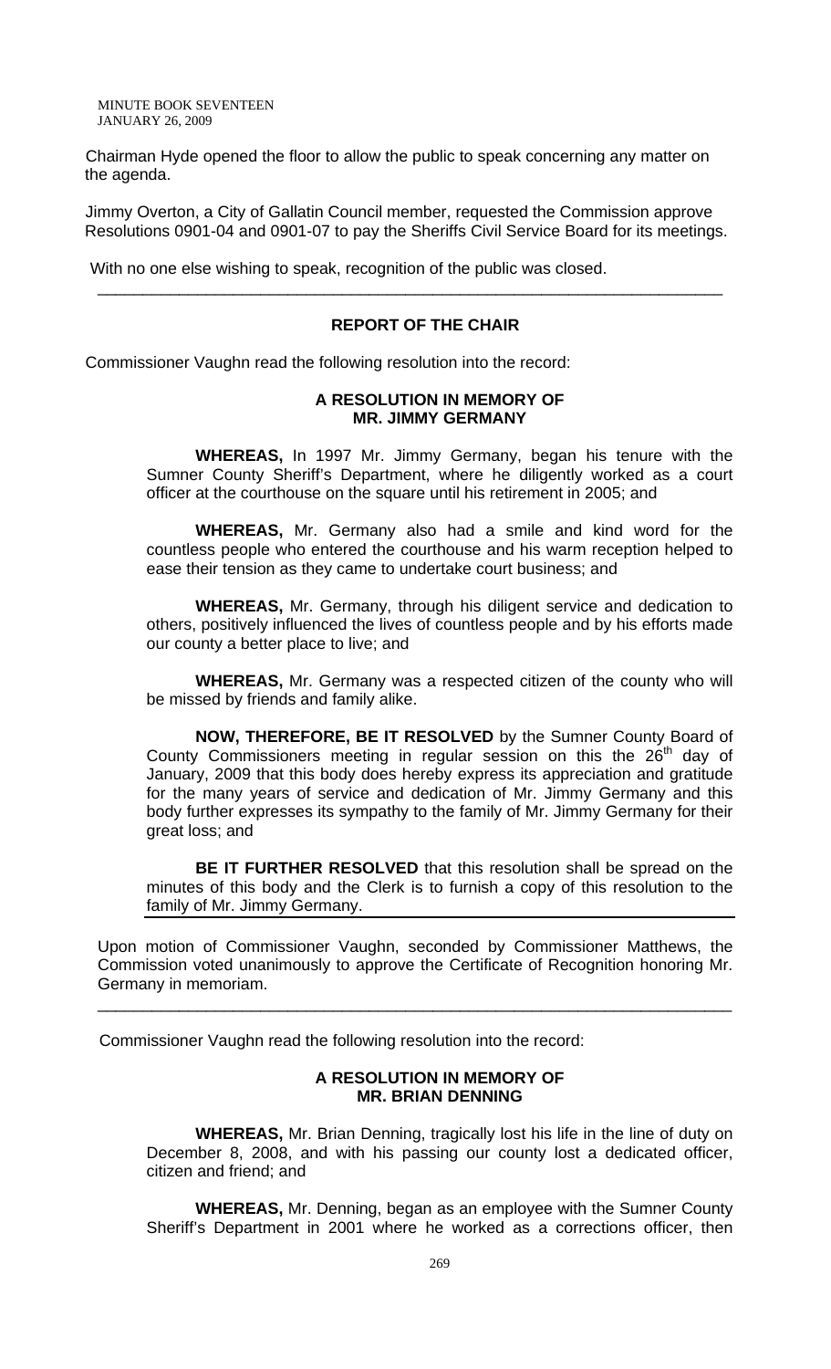Chairman Hyde opened the floor to allow the public to speak concerning any matter on the agenda.

Jimmy Overton, a City of Gallatin Council member, requested the Commission approve Resolutions 0901-04 and 0901-07 to pay the Sheriffs Civil Service Board for its meetings.

With no one else wishing to speak, recognition of the public was closed.

---

## REPORT OF THE CHAIR

Commissioner Vaughn read the following resolution into the record:

### A RESOLUTION IN MEMORY OF MR. JIMMY GERMANY

**WHEREAS,** In 1997 Mr. Jimmy Germany, began his tenure with the Sumner County Sheriff's Department, where he diligently worked as a court officer at the courthouse on the square until his retirement in 2005; and

**WHEREAS,** Mr. Germany also had a smile and kind word for the countless people who entered the courthouse and his warm reception helped to ease their tension as they came to undertake court business; and

**WHEREAS,** Mr. Germany, through his diligent service and dedication to others, positively influenced the lives of countless people and by his efforts made our county a better place to live; and

**WHEREAS,** Mr. Germany was a respected citizen of the county who will be missed by friends and family alike.

**NOW, THEREFORE, BE IT RESOLVED** by the Sumner County Board of County Commissioners meeting in regular session on this the 26th day of January, 2009 that this body does hereby express its appreciation and gratitude for the many years of service and dedication of Mr. Jimmy Germany and this body further expresses its sympathy to the family of Mr. Jimmy Germany for their great loss; and

**BE IT FURTHER RESOLVED** that this resolution shall be spread on the minutes of this body and the Clerk is to furnish a copy of this resolution to the family of Mr. Jimmy Germany.

---

Upon motion of Commissioner Vaughn, seconded by Commissioner Matthews, the Commission voted unanimously to approve the Certificate of Recognition honoring Mr. Germany in memoriam.

---

Commissioner Vaughn read the following resolution into the record:

### A RESOLUTION IN MEMORY OF MR. BRIAN DENNING

**WHEREAS,** Mr. Brian Denning, tragically lost his life in the line of duty on December 8, 2008, and with his passing our county lost a dedicated officer, citizen and friend; and

**WHEREAS,** Mr. Denning, began as an employee with the Sumner County Sheriff's Department in 2001 where he worked as a corrections officer, then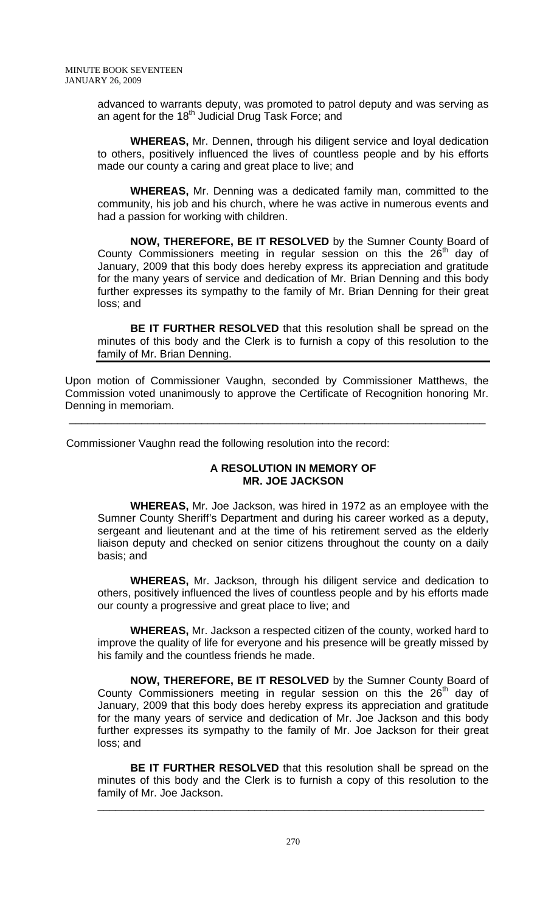advanced to warrants deputy, was promoted to patrol deputy and was serving as an agent for the 18th Judicial Drug Task Force; and

**WHEREAS,** Mr. Dennen, through his diligent service and loyal dedication to others, positively influenced the lives of countless people and by his efforts made our county a caring and great place to live; and

**WHEREAS,** Mr. Denning was a dedicated family man, committed to the community, his job and his church, where he was active in numerous events and had a passion for working with children.

**NOW, THEREFORE, BE IT RESOLVED** by the Sumner County Board of County Commissioners meeting in regular session on this the 26th day of January, 2009 that this body does hereby express its appreciation and gratitude for the many years of service and dedication of Mr. Brian Denning and this body further expresses its sympathy to the family of Mr. Brian Denning for their great loss; and

**BE IT FURTHER RESOLVED** that this resolution shall be spread on the minutes of this body and the Clerk is to furnish a copy of this resolution to the family of Mr. Brian Denning.

Upon motion of Commissioner Vaughn, seconded by Commissioner Matthews, the Commission voted unanimously to approve the Certificate of Recognition honoring Mr. Denning in memoriam.

---

Commissioner Vaughn read the following resolution into the record:

**A RESOLUTION IN MEMORY OF**
**MR. JOE JACKSON**

**WHEREAS,** Mr. Joe Jackson, was hired in 1972 as an employee with the Sumner County Sheriff's Department and during his career worked as a deputy, sergeant and lieutenant and at the time of his retirement served as the elderly liaison deputy and checked on senior citizens throughout the county on a daily basis; and

**WHEREAS,** Mr. Jackson, through his diligent service and dedication to others, positively influenced the lives of countless people and by his efforts made our county a progressive and great place to live; and

**WHEREAS,** Mr. Jackson a respected citizen of the county, worked hard to improve the quality of life for everyone and his presence will be greatly missed by his family and the countless friends he made.

**NOW, THEREFORE, BE IT RESOLVED** by the Sumner County Board of County Commissioners meeting in regular session on this the 26th day of January, 2009 that this body does hereby express its appreciation and gratitude for the many years of service and dedication of Mr. Joe Jackson and this body further expresses its sympathy to the family of Mr. Joe Jackson for their great loss; and

**BE IT FURTHER RESOLVED** that this resolution shall be spread on the minutes of this body and the Clerk is to furnish a copy of this resolution to the family of Mr. Joe Jackson.

---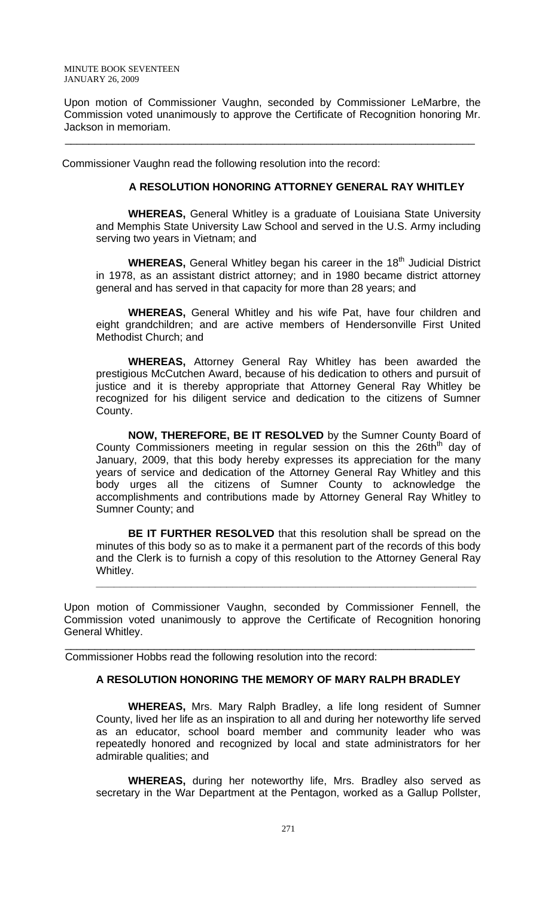Upon motion of Commissioner Vaughn, seconded by Commissioner LeMarbre, the Commission voted unanimously to approve the Certificate of Recognition honoring Mr. Jackson in memoriam.

---

Commissioner Vaughn read the following resolution into the record:

**A RESOLUTION HONORING ATTORNEY GENERAL RAY WHITLEY**

**WHEREAS,** General Whitley is a graduate of Louisiana State University and Memphis State University Law School and served in the U.S. Army including serving two years in Vietnam; and

**WHEREAS,** General Whitley began his career in the 18th Judicial District in 1978, as an assistant district attorney; and in 1980 became district attorney general and has served in that capacity for more than 28 years; and

**WHEREAS,** General Whitley and his wife Pat, have four children and eight grandchildren; and are active members of Hendersonville First United Methodist Church; and

**WHEREAS,** Attorney General Ray Whitley has been awarded the prestigious McCutchen Award, because of his dedication to others and pursuit of justice and it is thereby appropriate that Attorney General Ray Whitley be recognized for his diligent service and dedication to the citizens of Sumner County.

**NOW, THEREFORE, BE IT RESOLVED** by the Sumner County Board of County Commissioners meeting in regular session on this the 26thth day of January, 2009, that this body hereby expresses its appreciation for the many years of service and dedication of the Attorney General Ray Whitley and this body urges all the citizens of Sumner County to acknowledge the accomplishments and contributions made by Attorney General Ray Whitley to Sumner County; and

**BE IT FURTHER RESOLVED** that this resolution shall be spread on the minutes of this body so as to make it a permanent part of the records of this body and the Clerk is to furnish a copy of this resolution to the Attorney General Ray Whitley.

---

Upon motion of Commissioner Vaughn, seconded by Commissioner Fennell, the Commission voted unanimously to approve the Certificate of Recognition honoring General Whitley.

---

Commissioner Hobbs read the following resolution into the record:

**A RESOLUTION HONORING THE MEMORY OF MARY RALPH BRADLEY**

**WHEREAS,** Mrs. Mary Ralph Bradley, a life long resident of Sumner County, lived her life as an inspiration to all and during her noteworthy life served as an educator, school board member and community leader who was repeatedly honored and recognized by local and state administrators for her admirable qualities; and

**WHEREAS,** during her noteworthy life, Mrs. Bradley also served as secretary in the War Department at the Pentagon, worked as a Gallup Pollster,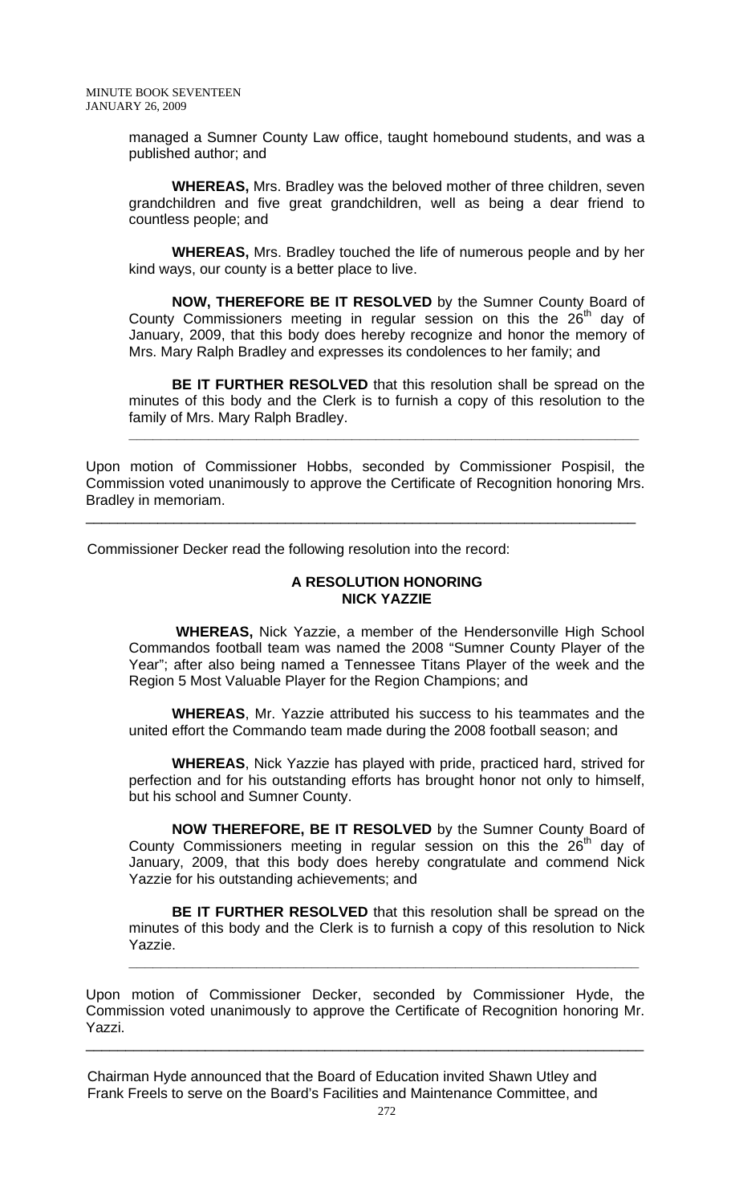managed a Sumner County Law office, taught homebound students, and was a published author; and

**WHEREAS,** Mrs. Bradley was the beloved mother of three children, seven grandchildren and five great grandchildren, well as being a dear friend to countless people; and

**WHEREAS,** Mrs. Bradley touched the life of numerous people and by her kind ways, our county is a better place to live.

**NOW, THEREFORE BE IT RESOLVED** by the Sumner County Board of County Commissioners meeting in regular session on this the 26th day of January, 2009, that this body does hereby recognize and honor the memory of Mrs. Mary Ralph Bradley and expresses its condolences to her family; and

**BE IT FURTHER RESOLVED** that this resolution shall be spread on the minutes of this body and the Clerk is to furnish a copy of this resolution to the family of Mrs. Mary Ralph Bradley.

---

Upon motion of Commissioner Hobbs, seconded by Commissioner Pospisil, the Commission voted unanimously to approve the Certificate of Recognition honoring Mrs. Bradley in memoriam.

---

Commissioner Decker read the following resolution into the record:

**A RESOLUTION HONORING**
**NICK YAZZIE**

**WHEREAS,** Nick Yazzie, a member of the Hendersonville High School Commandos football team was named the 2008 "Sumner County Player of the Year"; after also being named a Tennessee Titans Player of the week and the Region 5 Most Valuable Player for the Region Champions; and

**WHEREAS**, Mr. Yazzie attributed his success to his teammates and the united effort the Commando team made during the 2008 football season; and

**WHEREAS**, Nick Yazzie has played with pride, practiced hard, strived for perfection and for his outstanding efforts has brought honor not only to himself, but his school and Sumner County.

**NOW THEREFORE, BE IT RESOLVED** by the Sumner County Board of County Commissioners meeting in regular session on this the 26th day of January, 2009, that this body does hereby congratulate and commend Nick Yazzie for his outstanding achievements; and

**BE IT FURTHER RESOLVED** that this resolution shall be spread on the minutes of this body and the Clerk is to furnish a copy of this resolution to Nick Yazzie.

---

Upon motion of Commissioner Decker, seconded by Commissioner Hyde, the Commission voted unanimously to approve the Certificate of Recognition honoring Mr. Yazzi.

---

Chairman Hyde announced that the Board of Education invited Shawn Utley and Frank Freels to serve on the Board's Facilities and Maintenance Committee, and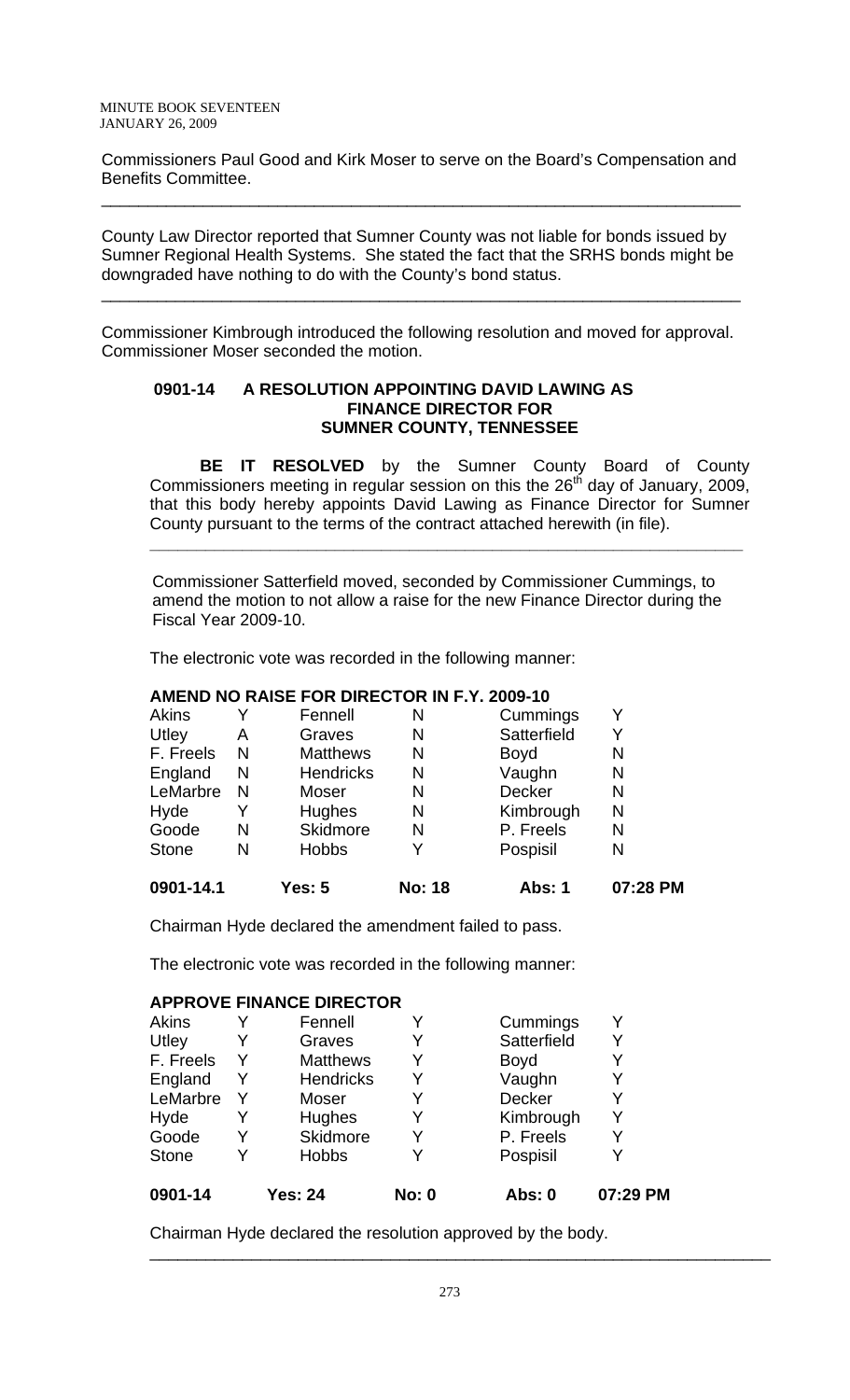Commissioners Paul Good and Kirk Moser to serve on the Board's Compensation and Benefits Committee.

---

County Law Director reported that Sumner County was not liable for bonds issued by Sumner Regional Health Systems. She stated the fact that the SRHS bonds might be downgraded have nothing to do with the County's bond status.

---

Commissioner Kimbrough introduced the following resolution and moved for approval. Commissioner Moser seconded the motion.

**0901-14 A RESOLUTION APPOINTING DAVID LAWING AS FINANCE DIRECTOR FOR SUMNER COUNTY, TENNESSEE**

**BE IT RESOLVED** by the Sumner County Board of County Commissioners meeting in regular session on this the 26th day of January, 2009, that this body hereby appoints David Lawing as Finance Director for Sumner County pursuant to the terms of the contract attached herewith (in file).

---

Commissioner Satterfield moved, seconded by Commissioner Cummings, to amend the motion to not allow a raise for the new Finance Director during the Fiscal Year 2009-10.

The electronic vote was recorded in the following manner:

**AMEND NO RAISE FOR DIRECTOR IN F.Y. 2009-10**

| | | | | | |
|---|---|---|---|---|---|
| Akins | Y | Fennell | N | Cummings | Y |
| Utley | A | Graves | N | Satterfield | Y |
| F. Freels | N | Matthews | N | Boyd | N |
| England | N | Hendricks | N | Vaughn | N |
| LeMarbre | N | Moser | N | Decker | N |
| Hyde | Y | Hughes | N | Kimbrough | N |
| Goode | N | Skidmore | N | P. Freels | N |
| Stone | N | Hobbs | Y | Pospisil | N |
| **0901-14.1** | | **Yes: 5** | **No: 18** | **Abs: 1** | **07:28 PM** |

Chairman Hyde declared the amendment failed to pass.

The electronic vote was recorded in the following manner:

**APPROVE FINANCE DIRECTOR**

| | | | | | |
|---|---|---|---|---|---|
| Akins | Y | Fennell | Y | Cummings | Y |
| Utley | Y | Graves | Y | Satterfield | Y |
| F. Freels | Y | Matthews | Y | Boyd | Y |
| England | Y | Hendricks | Y | Vaughn | Y |
| LeMarbre | Y | Moser | Y | Decker | Y |
| Hyde | Y | Hughes | Y | Kimbrough | Y |
| Goode | Y | Skidmore | Y | P. Freels | Y |
| Stone | Y | Hobbs | Y | Pospisil | Y |
| **0901-14** | | **Yes: 24** | **No: 0** | **Abs: 0** | **07:29 PM** |

Chairman Hyde declared the resolution approved by the body.

---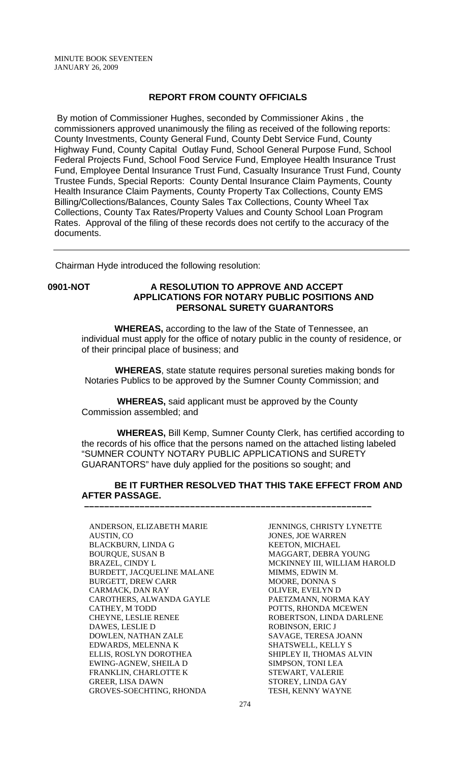## REPORT FROM COUNTY OFFICIALS

By motion of Commissioner Hughes, seconded by Commissioner Akins , the commissioners approved unanimously the filing as received of the following reports: County Investments, County General Fund, County Debt Service Fund, County Highway Fund, County Capital Outlay Fund, School General Purpose Fund, School Federal Projects Fund, School Food Service Fund, Employee Health Insurance Trust Fund, Employee Dental Insurance Trust Fund, Casualty Insurance Trust Fund, County Trustee Funds, Special Reports: County Dental Insurance Claim Payments, County Health Insurance Claim Payments, County Property Tax Collections, County EMS Billing/Collections/Balances, County Sales Tax Collections, County Wheel Tax Collections, County Tax Rates/Property Values and County School Loan Program Rates. Approval of the filing of these records does not certify to the accuracy of the documents.

---

Chairman Hyde introduced the following resolution:

**0901-NOT** **A RESOLUTION TO APPROVE AND ACCEPT APPLICATIONS FOR NOTARY PUBLIC POSITIONS AND PERSONAL SURETY GUARANTORS**

**WHEREAS,** according to the law of the State of Tennessee, an individual must apply for the office of notary public in the county of residence, or of their principal place of business; and

**WHEREAS**, state statute requires personal sureties making bonds for Notaries Publics to be approved by the Sumner County Commission; and

**WHEREAS,** said applicant must be approved by the County Commission assembled; and

**WHEREAS,** Bill Kemp, Sumner County Clerk, has certified according to the records of his office that the persons named on the attached listing labeled "SUMNER COUNTY NOTARY PUBLIC APPLICATIONS and SURETY GUARANTORS" have duly applied for the positions so sought; and

**BE IT FURTHER RESOLVED THAT THIS TAKE EFFECT FROM AND AFTER PASSAGE.**

---

ANDERSON, ELIZABETH MARIE
AUSTIN, CO
BLACKBURN, LINDA G
BOURQUE, SUSAN B
BRAZEL, CINDY L
BURDETT, JACQUELINE MALANE
BURGETT, DREW CARR
CARMACK, DAN RAY
CAROTHERS, ALWANDA GAYLE
CATHEY, M TODD
CHEYNE, LESLIE RENEE
DAWES, LESLIE D
DOWLEN, NATHAN ZALE
EDWARDS, MELENNA K
ELLIS, ROSLYN DOROTHEA
EWING-AGNEW, SHEILA D
FRANKLIN, CHARLOTTE K
GREER, LISA DAWN
GROVES-SOECHTING, RHONDA
JENNINGS, CHRISTY LYNETTE
JONES, JOE WARREN
KEETON, MICHAEL
MAGGART, DEBRA YOUNG
MCKINNEY III, WILLIAM HAROLD
MIMMS, EDWIN M.
MOORE, DONNA S
OLIVER, EVELYN D
PAETZMANN, NORMA KAY
POTTS, RHONDA MCEWEN
ROBERTSON, LINDA DARLENE
ROBINSON, ERIC J
SAVAGE, TERESA JOANN
SHATSWELL, KELLY S
SHIPLEY II, THOMAS ALVIN
SIMPSON, TONI LEA
STEWART, VALERIE
STOREY, LINDA GAY
TESH, KENNY WAYNE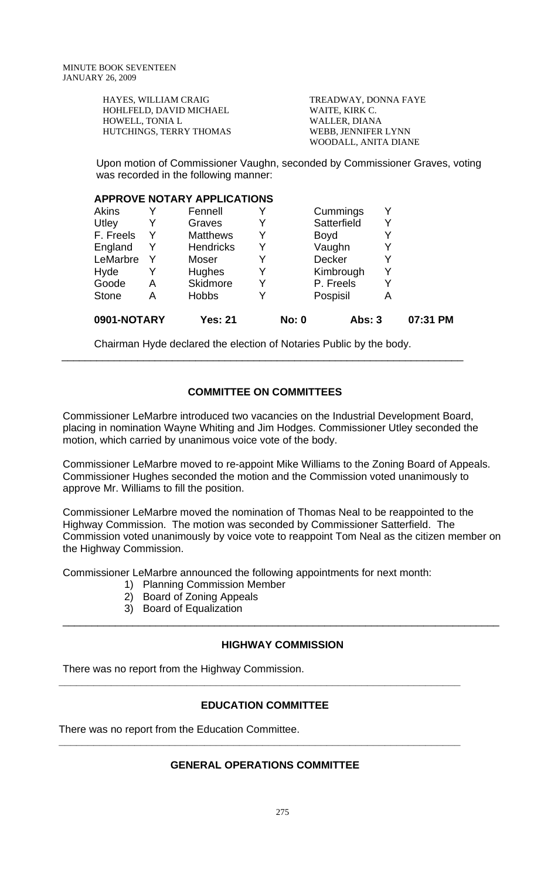| | |
|---|---|
| HAYES, WILLIAM CRAIG | TREADWAY, DONNA FAYE |
| HOHLFELD, DAVID MICHAEL | WAITE, KIRK C. |
| HOWELL, TONIA L | WALLER, DIANA |
| HUTCHINGS, TERRY THOMAS | WEBB, JENNIFER LYNN |
| | WOODALL, ANITA DIANE |

Upon motion of Commissioner Vaughn, seconded by Commissioner Graves, voting was recorded in the following manner:

**APPROVE NOTARY APPLICATIONS**

| | | | | | |
|---|---|---|---|---|---|
| Akins | Y | Fennell | Y | Cummings | Y |
| Utley | Y | Graves | Y | Satterfield | Y |
| F. Freels | Y | Matthews | Y | Boyd | Y |
| England | Y | Hendricks | Y | Vaughn | Y |
| LeMarbre | Y | Moser | Y | Decker | Y |
| Hyde | Y | Hughes | Y | Kimbrough | Y |
| Goode | A | Skidmore | Y | P. Freels | Y |
| Stone | A | Hobbs | Y | Pospisil | A |

**0901-NOTARY** **Yes: 21** **No: 0** **Abs: 3** **07:31 PM**

Chairman Hyde declared the election of Notaries Public by the body.

---

## COMMITTEE ON COMMITTEES

Commissioner LeMarbre introduced two vacancies on the Industrial Development Board, placing in nomination Wayne Whiting and Jim Hodges. Commissioner Utley seconded the motion, which carried by unanimous voice vote of the body.

Commissioner LeMarbre moved to re-appoint Mike Williams to the Zoning Board of Appeals. Commissioner Hughes seconded the motion and the Commission voted unanimously to approve Mr. Williams to fill the position.

Commissioner LeMarbre moved the nomination of Thomas Neal to be reappointed to the Highway Commission. The motion was seconded by Commissioner Satterfield. The Commission voted unanimously by voice vote to reappoint Tom Neal as the citizen member on the Highway Commission.

Commissioner LeMarbre announced the following appointments for next month:

1) Planning Commission Member
2) Board of Zoning Appeals
3) Board of Equalization

---

## HIGHWAY COMMISSION

There was no report from the Highway Commission.

---

## EDUCATION COMMITTEE

There was no report from the Education Committee.

---

## GENERAL OPERATIONS COMMITTEE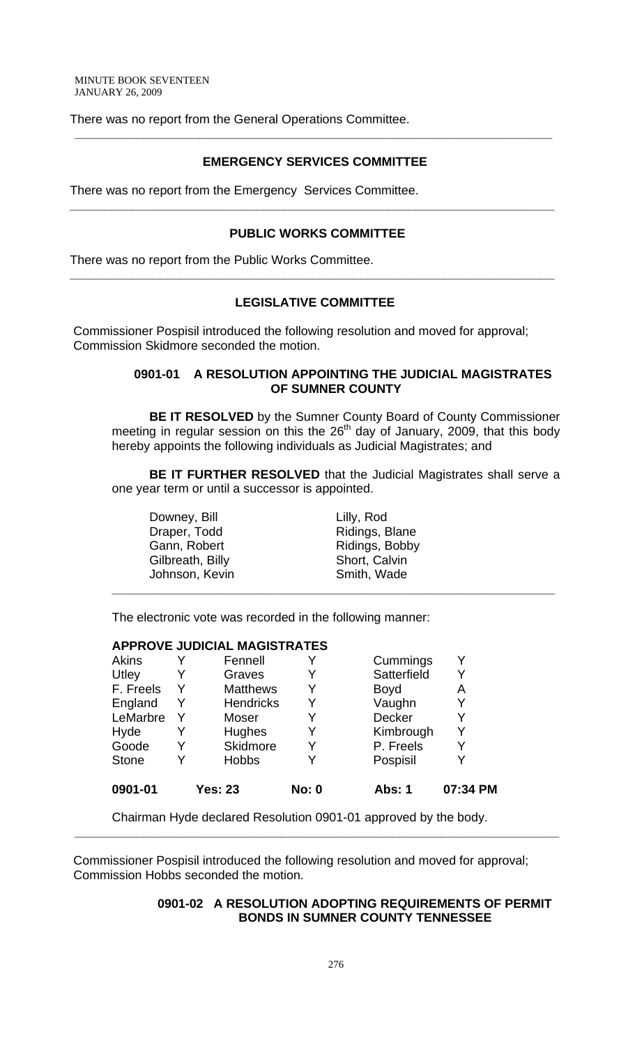There was no report from the General Operations Committee.

---

## EMERGENCY SERVICES COMMITTEE

There was no report from the Emergency Services Committee.

---

## PUBLIC WORKS COMMITTEE

There was no report from the Public Works Committee.

---

## LEGISLATIVE COMMITTEE

Commissioner Pospisil introduced the following resolution and moved for approval; Commission Skidmore seconded the motion.

### 0901-01 A RESOLUTION APPOINTING THE JUDICIAL MAGISTRATES OF SUMNER COUNTY

**BE IT RESOLVED** by the Sumner County Board of County Commissioner meeting in regular session on this the 26th day of January, 2009, that this body hereby appoints the following individuals as Judicial Magistrates; and

**BE IT FURTHER RESOLVED** that the Judicial Magistrates shall serve a one year term or until a successor is appointed.

| | |
|---|---|
| Downey, Bill | Lilly, Rod |
| Draper, Todd | Ridings, Blane |
| Gann, Robert | Ridings, Bobby |
| Gilbreath, Billy | Short, Calvin |
| Johnson, Kevin | Smith, Wade |

---

The electronic vote was recorded in the following manner:

**APPROVE JUDICIAL MAGISTRATES**

| | | | | | |
|---|---|---|---|---|---|
| Akins | Y | Fennell | Y | Cummings | Y |
| Utley | Y | Graves | Y | Satterfield | Y |
| F. Freels | Y | Matthews | Y | Boyd | A |
| England | Y | Hendricks | Y | Vaughn | Y |
| LeMarbre | Y | Moser | Y | Decker | Y |
| Hyde | Y | Hughes | Y | Kimbrough | Y |
| Goode | Y | Skidmore | Y | P. Freels | Y |
| Stone | Y | Hobbs | Y | Pospisil | Y |
| **0901-01** | | **Yes: 23** | **No: 0** | **Abs: 1** | **07:34 PM** |

Chairman Hyde declared Resolution 0901-01 approved by the body.

---

Commissioner Pospisil introduced the following resolution and moved for approval; Commission Hobbs seconded the motion.

### 0901-02 A RESOLUTION ADOPTING REQUIREMENTS OF PERMIT BONDS IN SUMNER COUNTY TENNESSEE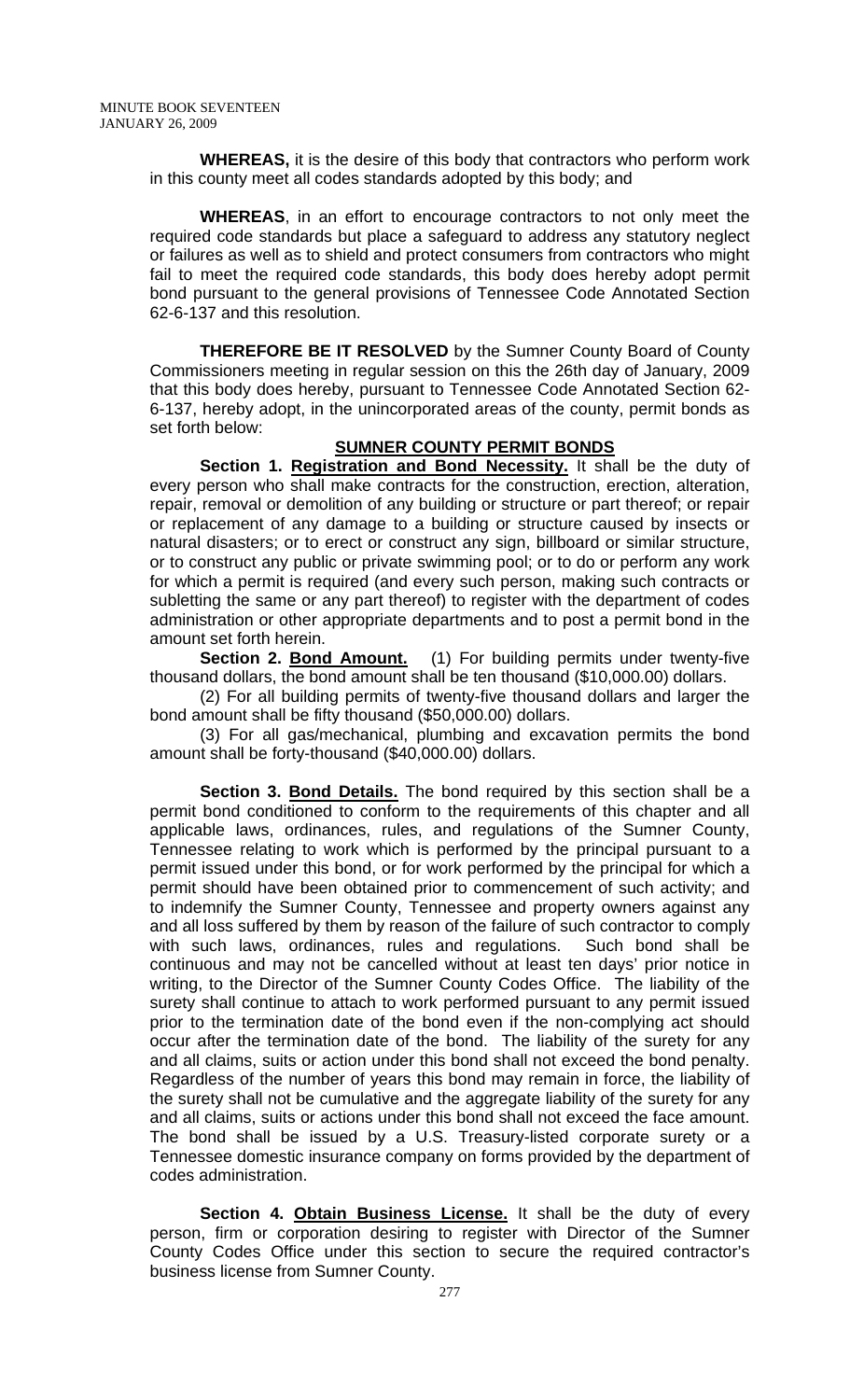**WHEREAS,** it is the desire of this body that contractors who perform work in this county meet all codes standards adopted by this body; and

**WHEREAS**, in an effort to encourage contractors to not only meet the required code standards but place a safeguard to address any statutory neglect or failures as well as to shield and protect consumers from contractors who might fail to meet the required code standards, this body does hereby adopt permit bond pursuant to the general provisions of Tennessee Code Annotated Section 62-6-137 and this resolution.

**THEREFORE BE IT RESOLVED** by the Sumner County Board of County Commissioners meeting in regular session on this the 26th day of January, 2009 that this body does hereby, pursuant to Tennessee Code Annotated Section 62-6-137, hereby adopt, in the unincorporated areas of the county, permit bonds as set forth below:

## SUMNER COUNTY PERMIT BONDS

**Section 1. Registration and Bond Necessity.** It shall be the duty of every person who shall make contracts for the construction, erection, alteration, repair, removal or demolition of any building or structure or part thereof; or repair or replacement of any damage to a building or structure caused by insects or natural disasters; or to erect or construct any sign, billboard or similar structure, or to construct any public or private swimming pool; or to do or perform any work for which a permit is required (and every such person, making such contracts or subletting the same or any part thereof) to register with the department of codes administration or other appropriate departments and to post a permit bond in the amount set forth herein.

**Section 2. Bond Amount.** (1) For building permits under twenty-five thousand dollars, the bond amount shall be ten thousand ($10,000.00) dollars.

(2) For all building permits of twenty-five thousand dollars and larger the bond amount shall be fifty thousand ($50,000.00) dollars.

(3) For all gas/mechanical, plumbing and excavation permits the bond amount shall be forty-thousand ($40,000.00) dollars.

**Section 3. Bond Details.** The bond required by this section shall be a permit bond conditioned to conform to the requirements of this chapter and all applicable laws, ordinances, rules, and regulations of the Sumner County, Tennessee relating to work which is performed by the principal pursuant to a permit issued under this bond, or for work performed by the principal for which a permit should have been obtained prior to commencement of such activity; and to indemnify the Sumner County, Tennessee and property owners against any and all loss suffered by them by reason of the failure of such contractor to comply with such laws, ordinances, rules and regulations. Such bond shall be continuous and may not be cancelled without at least ten days' prior notice in writing, to the Director of the Sumner County Codes Office. The liability of the surety shall continue to attach to work performed pursuant to any permit issued prior to the termination date of the bond even if the non-complying act should occur after the termination date of the bond. The liability of the surety for any and all claims, suits or action under this bond shall not exceed the bond penalty. Regardless of the number of years this bond may remain in force, the liability of the surety shall not be cumulative and the aggregate liability of the surety for any and all claims, suits or actions under this bond shall not exceed the face amount. The bond shall be issued by a U.S. Treasury-listed corporate surety or a Tennessee domestic insurance company on forms provided by the department of codes administration.

**Section 4. Obtain Business License.** It shall be the duty of every person, firm or corporation desiring to register with Director of the Sumner County Codes Office under this section to secure the required contractor's business license from Sumner County.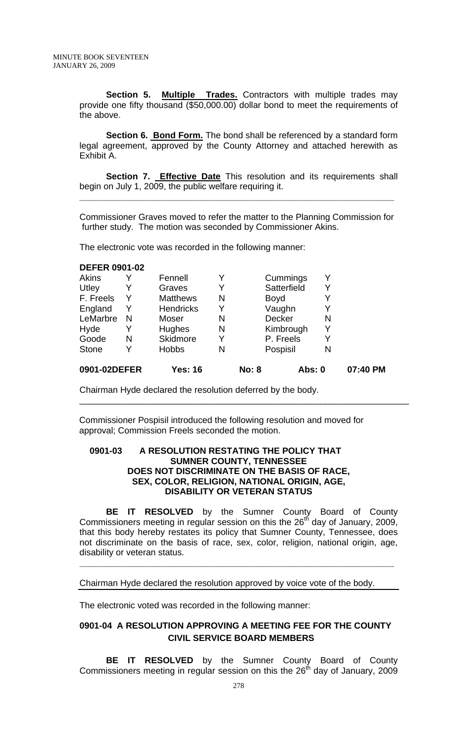**Section 5. Multiple Trades.** Contractors with multiple trades may provide one fifty thousand ($50,000.00) dollar bond to meet the requirements of the above.

**Section 6. Bond Form.** The bond shall be referenced by a standard form legal agreement, approved by the County Attorney and attached herewith as Exhibit A.

**Section 7. Effective Date** This resolution and its requirements shall begin on July 1, 2009, the public welfare requiring it.

---

Commissioner Graves moved to refer the matter to the Planning Commission for further study. The motion was seconded by Commissioner Akins.

The electronic vote was recorded in the following manner:

**DEFER 0901-02**

| | | | | | |
|---|---|---|---|---|---|
| Akins | Y | Fennell | Y | Cummings | Y |
| Utley | Y | Graves | Y | Satterfield | Y |
| F. Freels | Y | Matthews | N | Boyd | Y |
| England | Y | Hendricks | Y | Vaughn | Y |
| LeMarbre | N | Moser | N | Decker | N |
| Hyde | Y | Hughes | N | Kimbrough | Y |
| Goode | N | Skidmore | Y | P. Freels | Y |
| Stone | Y | Hobbs | N | Pospisil | N |

**0901-02DEFER Yes: 16 No: 8 Abs: 0 07:40 PM**

Chairman Hyde declared the resolution deferred by the body.

---

Commissioner Pospisil introduced the following resolution and moved for approval; Commission Freels seconded the motion.

**0901-03 A RESOLUTION RESTATING THE POLICY THAT SUMNER COUNTY, TENNESSEE DOES NOT DISCRIMINATE ON THE BASIS OF RACE, SEX, COLOR, RELIGION, NATIONAL ORIGIN, AGE, DISABILITY OR VETERAN STATUS**

**BE IT RESOLVED** by the Sumner County Board of County Commissioners meeting in regular session on this the 26th day of January, 2009, that this body hereby restates its policy that Sumner County, Tennessee, does not discriminate on the basis of race, sex, color, religion, national origin, age, disability or veteran status.

---

Chairman Hyde declared the resolution approved by voice vote of the body.

The electronic voted was recorded in the following manner:

**0901-04 A RESOLUTION APPROVING A MEETING FEE FOR THE COUNTY CIVIL SERVICE BOARD MEMBERS**

**BE IT RESOLVED** by the Sumner County Board of County Commissioners meeting in regular session on this the 26th day of January, 2009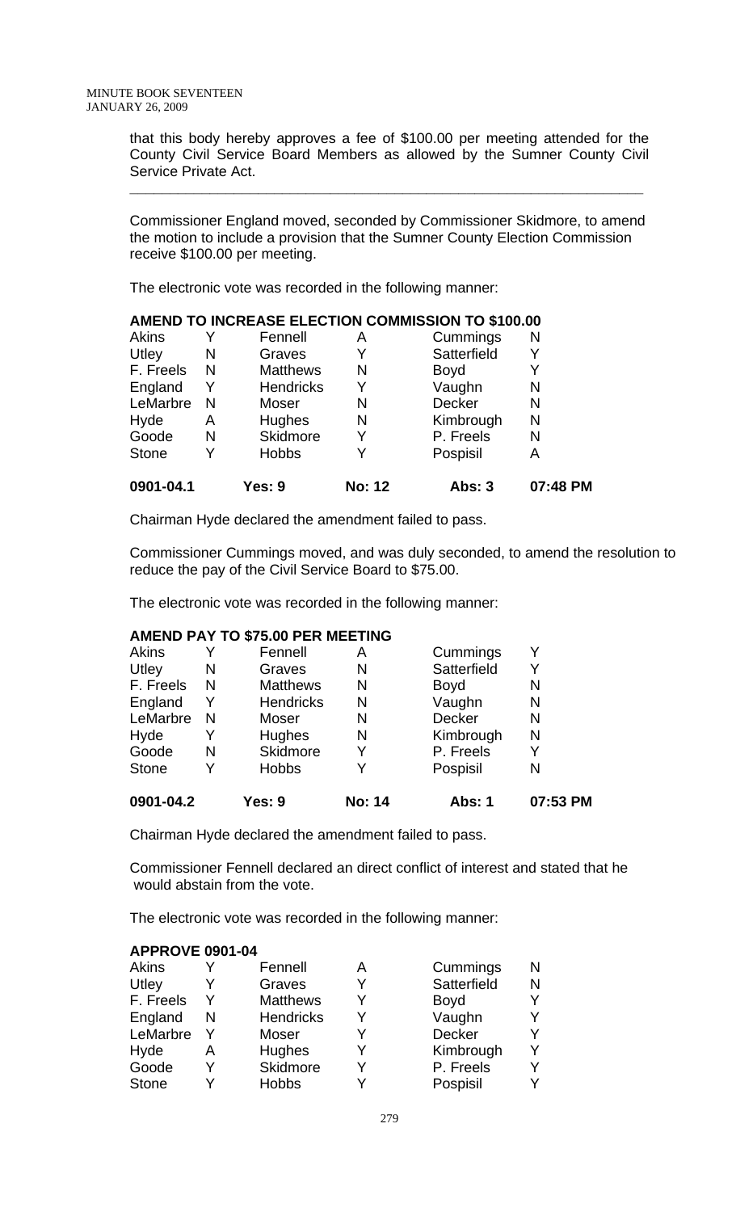that this body hereby approves a fee of $100.00 per meeting attended for the County Civil Service Board Members as allowed by the Sumner County Civil Service Private Act.

---

Commissioner England moved, seconded by Commissioner Skidmore, to amend the motion to include a provision that the Sumner County Election Commission receive $100.00 per meeting.

The electronic vote was recorded in the following manner:

**AMEND TO INCREASE ELECTION COMMISSION TO $100.00**

| | | | | | | |
|---|---|---|---|---|---|---|
| Akins | Y | Fennell | A | Cummings | N | |
| Utley | N | Graves | Y | Satterfield | Y | |
| F. Freels | N | Matthews | N | Boyd | Y | |
| England | Y | Hendricks | Y | Vaughn | N | |
| LeMarbre | N | Moser | N | Decker | N | |
| Hyde | A | Hughes | N | Kimbrough | N | |
| Goode | N | Skidmore | Y | P. Freels | N | |
| Stone | Y | Hobbs | Y | Pospisil | A | |
| **0901-04.1** | | **Yes: 9** | **No: 12** | **Abs: 3** | | **07:48 PM** |

Chairman Hyde declared the amendment failed to pass.

Commissioner Cummings moved, and was duly seconded, to amend the resolution to reduce the pay of the Civil Service Board to $75.00.

The electronic vote was recorded in the following manner:

**AMEND PAY TO $75.00 PER MEETING**

| | | | | | | |
|---|---|---|---|---|---|---|
| Akins | Y | Fennell | A | Cummings | Y | |
| Utley | N | Graves | N | Satterfield | Y | |
| F. Freels | N | Matthews | N | Boyd | N | |
| England | Y | Hendricks | N | Vaughn | N | |
| LeMarbre | N | Moser | N | Decker | N | |
| Hyde | Y | Hughes | N | Kimbrough | N | |
| Goode | N | Skidmore | Y | P. Freels | Y | |
| Stone | Y | Hobbs | Y | Pospisil | N | |
| **0901-04.2** | | **Yes: 9** | **No: 14** | **Abs: 1** | | **07:53 PM** |

Chairman Hyde declared the amendment failed to pass.

Commissioner Fennell declared an direct conflict of interest and stated that he would abstain from the vote.

The electronic vote was recorded in the following manner:

**APPROVE 0901-04**

| | | | | | |
|---|---|---|---|---|---|
| Akins | Y | Fennell | A | Cummings | N |
| Utley | Y | Graves | Y | Satterfield | N |
| F. Freels | Y | Matthews | Y | Boyd | Y |
| England | N | Hendricks | Y | Vaughn | Y |
| LeMarbre | Y | Moser | Y | Decker | Y |
| Hyde | A | Hughes | Y | Kimbrough | Y |
| Goode | Y | Skidmore | Y | P. Freels | Y |
| Stone | Y | Hobbs | Y | Pospisil | Y |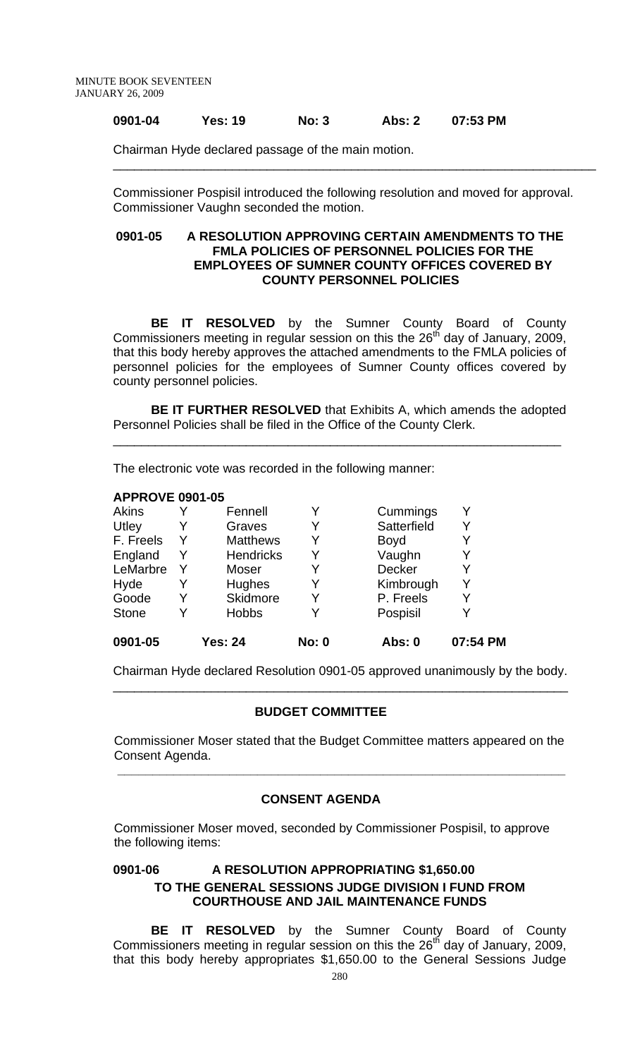**0901-04 Yes: 19 No: 3 Abs: 2 07:53 PM**

Chairman Hyde declared passage of the main motion.

---

Commissioner Pospisil introduced the following resolution and moved for approval. Commissioner Vaughn seconded the motion.

**0901-05 A RESOLUTION APPROVING CERTAIN AMENDMENTS TO THE FMLA POLICIES OF PERSONNEL POLICIES FOR THE EMPLOYEES OF SUMNER COUNTY OFFICES COVERED BY COUNTY PERSONNEL POLICIES**

**BE IT RESOLVED** by the Sumner County Board of County Commissioners meeting in regular session on this the 26th day of January, 2009, that this body hereby approves the attached amendments to the FMLA policies of personnel policies for the employees of Sumner County offices covered by county personnel policies.

**BE IT FURTHER RESOLVED** that Exhibits A, which amends the adopted Personnel Policies shall be filed in the Office of the County Clerk.

---

The electronic vote was recorded in the following manner:

**APPROVE 0901-05**

| | | | | | |
|---|---|---|---|---|---|
| Akins | Y | Fennell | Y | Cummings | Y |
| Utley | Y | Graves | Y | Satterfield | Y |
| F. Freels | Y | Matthews | Y | Boyd | Y |
| England | Y | Hendricks | Y | Vaughn | Y |
| LeMarbre | Y | Moser | Y | Decker | Y |
| Hyde | Y | Hughes | Y | Kimbrough | Y |
| Goode | Y | Skidmore | Y | P. Freels | Y |
| Stone | Y | Hobbs | Y | Pospisil | Y |

**0901-05 Yes: 24 No: 0 Abs: 0 07:54 PM**

Chairman Hyde declared Resolution 0901-05 approved unanimously by the body.

---

## BUDGET COMMITTEE

Commissioner Moser stated that the Budget Committee matters appeared on the Consent Agenda.

---

## CONSENT AGENDA

Commissioner Moser moved, seconded by Commissioner Pospisil, to approve the following items:

**0901-06 A RESOLUTION APPROPRIATING $1,650.00 TO THE GENERAL SESSIONS JUDGE DIVISION I FUND FROM COURTHOUSE AND JAIL MAINTENANCE FUNDS**

**BE IT RESOLVED** by the Sumner County Board of County Commissioners meeting in regular session on this the 26th day of January, 2009, that this body hereby appropriates $1,650.00 to the General Sessions Judge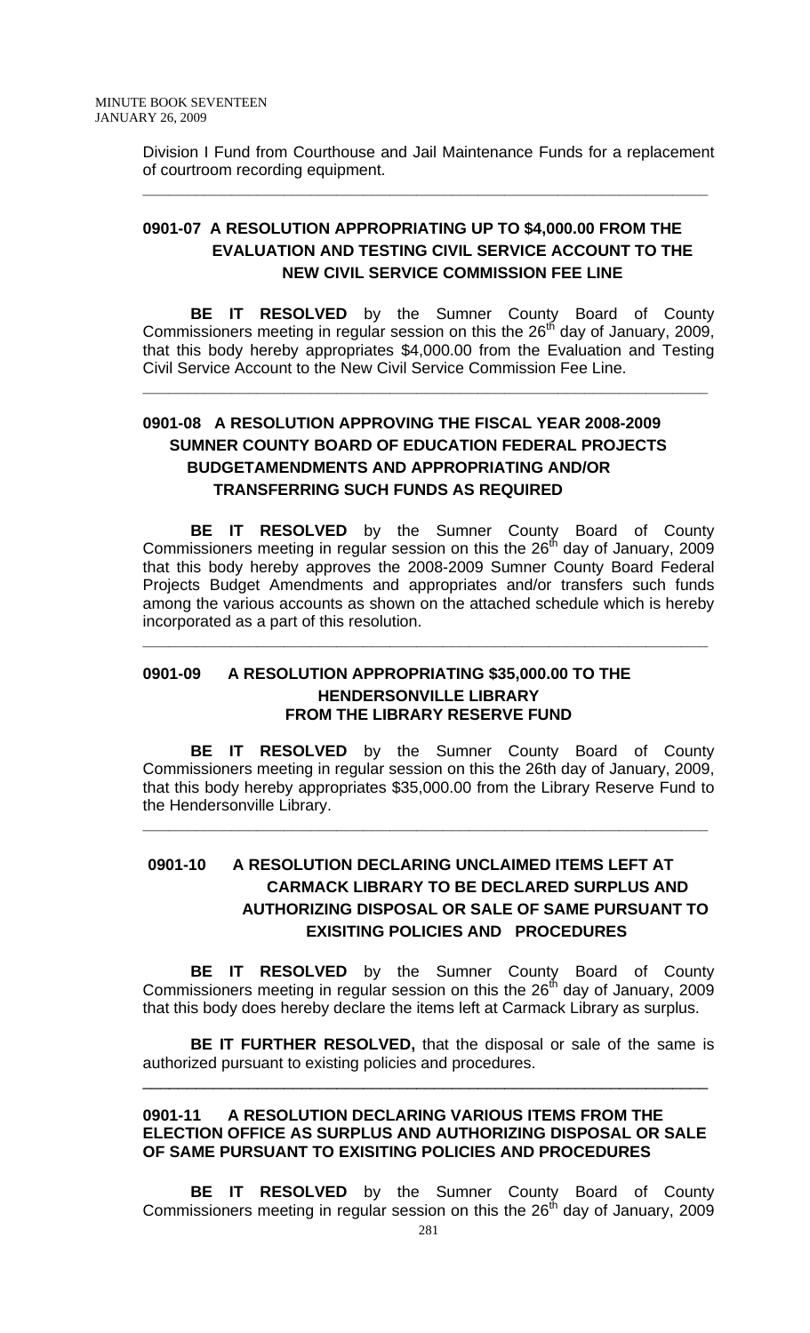Division I Fund from Courthouse and Jail Maintenance Funds for a replacement of courtroom recording equipment.

---

## 0901-07 A RESOLUTION APPROPRIATING UP TO $4,000.00 FROM THE EVALUATION AND TESTING CIVIL SERVICE ACCOUNT TO THE NEW CIVIL SERVICE COMMISSION FEE LINE

**BE IT RESOLVED** by the Sumner County Board of County Commissioners meeting in regular session on this the 26th day of January, 2009, that this body hereby appropriates $4,000.00 from the Evaluation and Testing Civil Service Account to the New Civil Service Commission Fee Line.

---

## 0901-08 A RESOLUTION APPROVING THE FISCAL YEAR 2008-2009 SUMNER COUNTY BOARD OF EDUCATION FEDERAL PROJECTS BUDGETAMENDMENTS AND APPROPRIATING AND/OR TRANSFERRING SUCH FUNDS AS REQUIRED

**BE IT RESOLVED** by the Sumner County Board of County Commissioners meeting in regular session on this the 26th day of January, 2009 that this body hereby approves the 2008-2009 Sumner County Board Federal Projects Budget Amendments and appropriates and/or transfers such funds among the various accounts as shown on the attached schedule which is hereby incorporated as a part of this resolution.

---

## 0901-09 A RESOLUTION APPROPRIATING $35,000.00 TO THE HENDERSONVILLE LIBRARY FROM THE LIBRARY RESERVE FUND

**BE IT RESOLVED** by the Sumner County Board of County Commissioners meeting in regular session on this the 26th day of January, 2009, that this body hereby appropriates $35,000.00 from the Library Reserve Fund to the Hendersonville Library.

---

## 0901-10 A RESOLUTION DECLARING UNCLAIMED ITEMS LEFT AT CARMACK LIBRARY TO BE DECLARED SURPLUS AND AUTHORIZING DISPOSAL OR SALE OF SAME PURSUANT TO EXISITING POLICIES AND PROCEDURES

**BE IT RESOLVED** by the Sumner County Board of County Commissioners meeting in regular session on this the 26th day of January, 2009 that this body does hereby declare the items left at Carmack Library as surplus.

**BE IT FURTHER RESOLVED,** that the disposal or sale of the same is authorized pursuant to existing policies and procedures.

---

## 0901-11 A RESOLUTION DECLARING VARIOUS ITEMS FROM THE ELECTION OFFICE AS SURPLUS AND AUTHORIZING DISPOSAL OR SALE OF SAME PURSUANT TO EXISITING POLICIES AND PROCEDURES

**BE IT RESOLVED** by the Sumner County Board of County Commissioners meeting in regular session on this the 26th day of January, 2009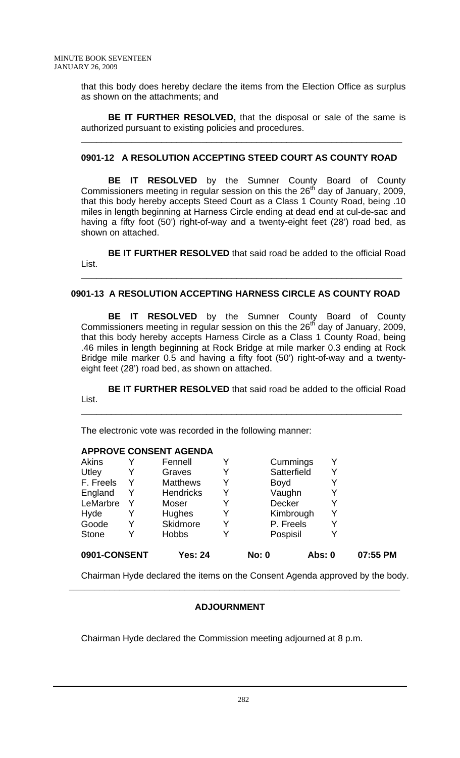that this body does hereby declare the items from the Election Office as surplus as shown on the attachments; and

**BE IT FURTHER RESOLVED,** that the disposal or sale of the same is authorized pursuant to existing policies and procedures.

---

### 0901-12 A RESOLUTION ACCEPTING STEED COURT AS COUNTY ROAD

**BE IT RESOLVED** by the Sumner County Board of County Commissioners meeting in regular session on this the 26th day of January, 2009, that this body hereby accepts Steed Court as a Class 1 County Road, being .10 miles in length beginning at Harness Circle ending at dead end at cul-de-sac and having a fifty foot (50') right-of-way and a twenty-eight feet (28') road bed, as shown on attached.

**BE IT FURTHER RESOLVED** that said road be added to the official Road List.

---

### 0901-13 A RESOLUTION ACCEPTING HARNESS CIRCLE AS COUNTY ROAD

**BE IT RESOLVED** by the Sumner County Board of County Commissioners meeting in regular session on this the 26th day of January, 2009, that this body hereby accepts Harness Circle as a Class 1 County Road, being .46 miles in length beginning at Rock Bridge at mile marker 0.3 ending at Rock Bridge mile marker 0.5 and having a fifty foot (50') right-of-way and a twenty-eight feet (28') road bed, as shown on attached.

**BE IT FURTHER RESOLVED** that said road be added to the official Road List.

---

The electronic vote was recorded in the following manner:

**APPROVE CONSENT AGENDA**

| | | | | | |
|---|---|---|---|---|---|
| Akins | Y | Fennell | Y | Cummings | Y |
| Utley | Y | Graves | Y | Satterfield | Y |
| F. Freels | Y | Matthews | Y | Boyd | Y |
| England | Y | Hendricks | Y | Vaughn | Y |
| LeMarbre | Y | Moser | Y | Decker | Y |
| Hyde | Y | Hughes | Y | Kimbrough | Y |
| Goode | Y | Skidmore | Y | P. Freels | Y |
| Stone | Y | Hobbs | Y | Pospisil | Y |

**0901-CONSENT Yes: 24 No: 0 Abs: 0 07:55 PM**

Chairman Hyde declared the items on the Consent Agenda approved by the body.

---

## ADJOURNMENT

Chairman Hyde declared the Commission meeting adjourned at 8 p.m.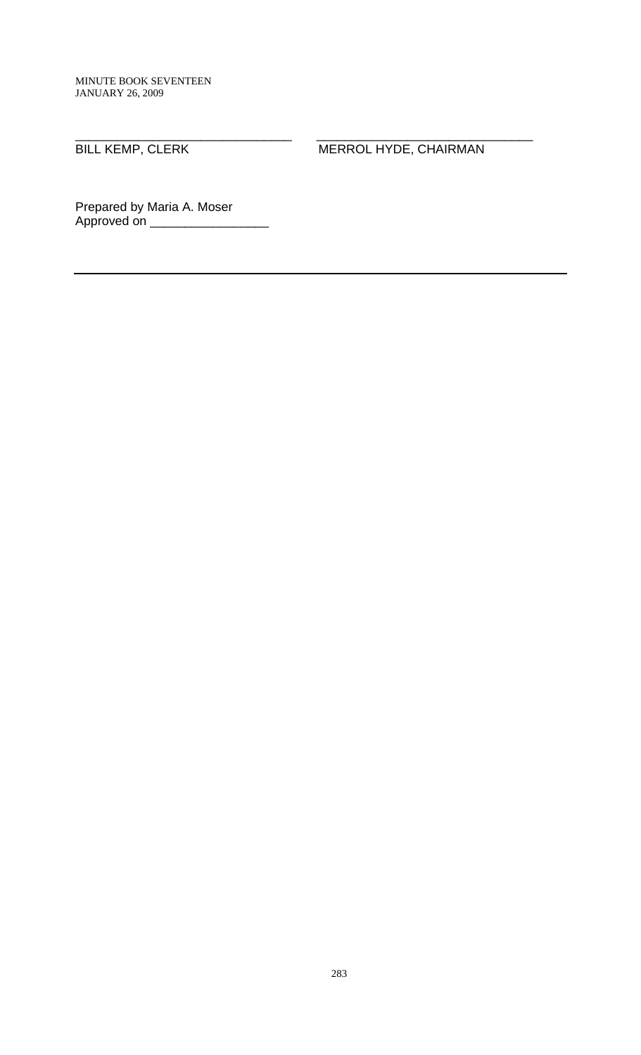_______________________________ _______________________________

BILL KEMP, CLERK MERROL HYDE, CHAIRMAN

Prepared by Maria A. Moser
Approved on ________________